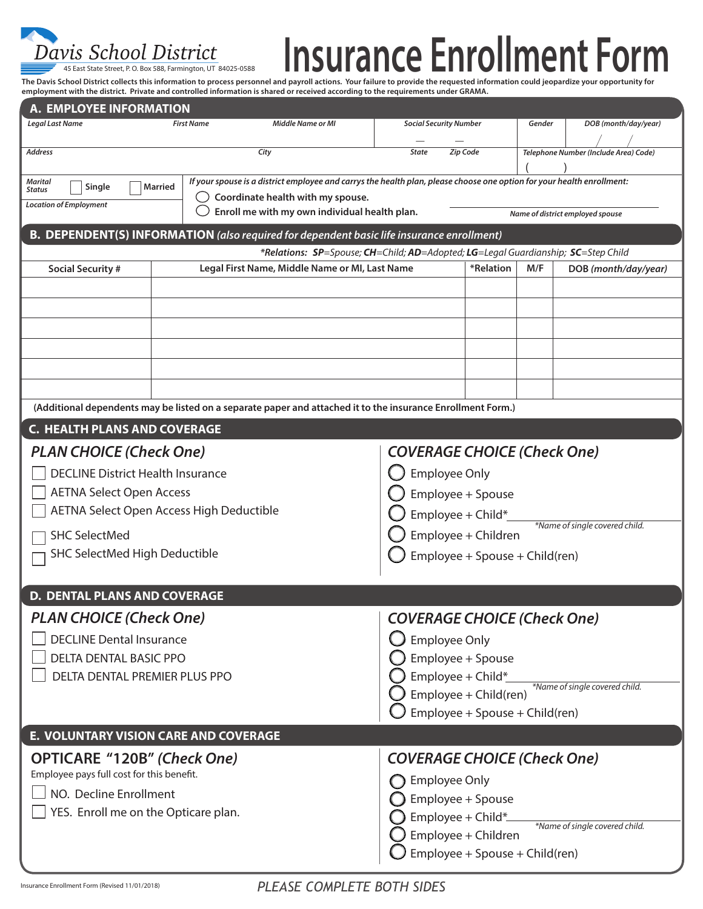Davis School District

45 East State Street, P. O. Box 588, Farmington, UT 84025-0588

# Insurance Enrollment Form

**The Davis School District collects this information to process personnel and payroll actions. Your failure to provide the requested information could jeopardize your opportunity for employment with the district. Private and controlled information is shared or received according to the requirements under GRAMA.**

## A. EMPLOYEE INFORMATION

| *Legal Last Name* | *First Name* | *Middle Name or MI* | *Social Security Number* | *Gender* | *DOB (month/day/year)* |
|---|---|---|---|---|---|
| | | | — — | | / / |

| *Address* | *City* | *State* | *Zip Code* | *Telephone Number (Include Area) Code)* |
|---|---|---|---|---|
| | | | | ( ) |

*Marital Status* ☐ Single ☐ Married

*Location of Employment*

*If your spouse is a district employee and carrys the health plan, please choose one option for your health enrollment:*

◯ Coordinate health with my spouse.

◯ Enroll me with my own individual health plan.

_______________________ *Name of district employed spouse*

## B. DEPENDENT(S) INFORMATION *(also required for dependent basic life insurance enrollment)*

*\*Relations: **SP**=Spouse; **CH**=Child; **AD**=Adopted; **LG**=Legal Guardianship; **SC**=Step Child*

| Social Security # | Legal First Name, Middle Name or MI, Last Name | *Relation | M/F | DOB *(month/day/year)* |
|---|---|---|---|---|
| | | | | |
| | | | | |
| | | | | |
| | | | | |
| | | | | |
| | | | | |

**(Additional dependents may be listed on a separate paper and attached it to the insurance Enrollment Form.)**

## C. HEALTH PLANS AND COVERAGE

### *PLAN CHOICE (Check One)*

☐ DECLINE District Health Insurance

☐ AETNA Select Open Access

☐ AETNA Select Open Access High Deductible

☐ SHC SelectMed

☐ SHC SelectMed High Deductible

### *COVERAGE CHOICE (Check One)*

◯ Employee Only

◯ Employee + Spouse

◯ Employee + Child* _______________ *\*Name of single covered child.*

◯ Employee + Children

◯ Employee + Spouse + Child(ren)

## D. DENTAL PLANS AND COVERAGE

### *PLAN CHOICE (Check One)*

☐ DECLINE Dental Insurance

☐ DELTA DENTAL BASIC PPO

☐ DELTA DENTAL PREMIER PLUS PPO

### *COVERAGE CHOICE (Check One)*

◯ Employee Only

◯ Employee + Spouse

◯ Employee + Child* _______________ *\*Name of single covered child.*

◯ Employee + Child(ren)

◯ Employee + Spouse + Child(ren)

## E. VOLUNTARY VISION CARE AND COVERAGE

### OPTICARE "120B" *(Check One)*

Employee pays full cost for this benefit.

☐ NO. Decline Enrollment

☐ YES. Enroll me on the Opticare plan.

### *COVERAGE CHOICE (Check One)*

◯ Employee Only

◯ Employee + Spouse

◯ Employee + Child* _______________ *\*Name of single covered child.*

◯ Employee + Children

◯ Employee + Spouse + Child(ren)

Insurance Enrollment Form (Revised 11/01/2018)

*PLEASE COMPLETE BOTH SIDES*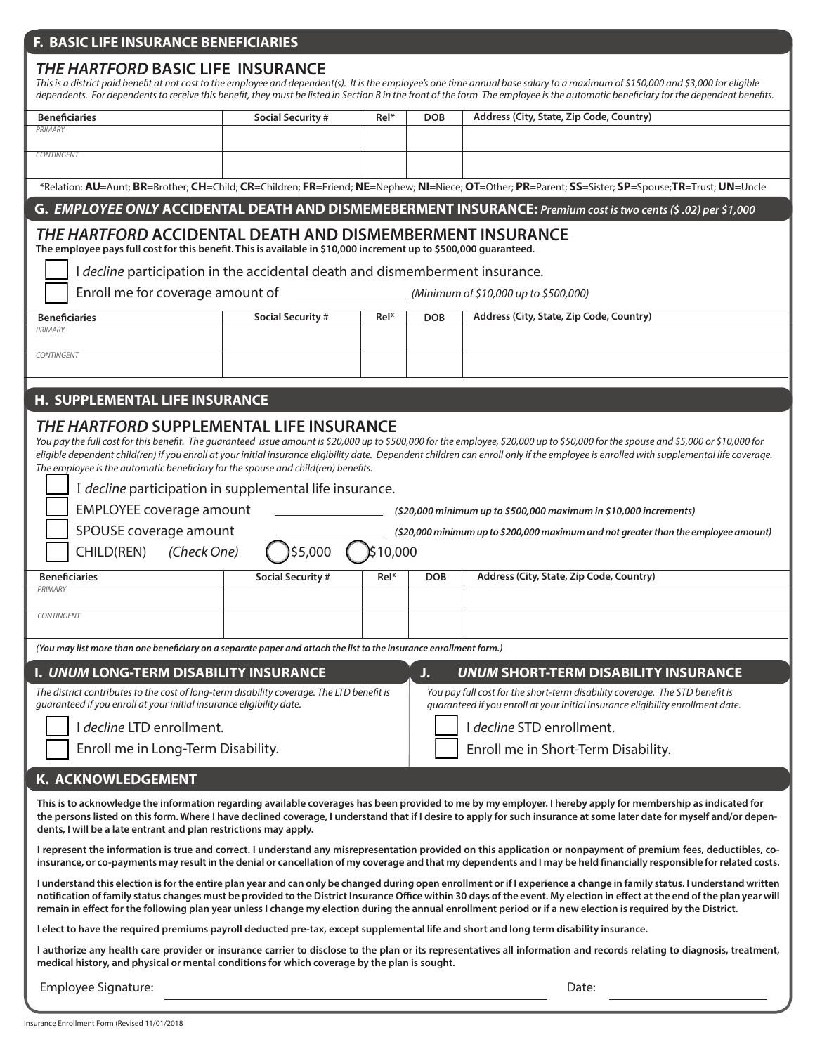## F. BASIC LIFE INSURANCE BENEFICIARIES

### *THE HARTFORD* BASIC LIFE INSURANCE

*This is a district paid benefit at not cost to the employee and dependent(s). It is the employee's one time annual base salary to a maximum of $150,000 and $3,000 for eligible dependents. For dependents to receive this benefit, they must be listed in Section B in the front of the form The employee is the automatic beneficiary for the dependent benefits.*

| Beneficiaries | Social Security # | Rel* | DOB | Address (City, State, Zip Code, Country) |
|---|---|---|---|---|
| *PRIMARY* | | | | |
| *CONTINGENT* | | | | |

*Relation: **AU**=Aunt; **BR**=Brother; **CH**=Child; **CR**=Children; **FR**=Friend; **NE**=Nephew; **NI**=Niece; **OT**=Other; **PR**=Parent; **SS**=Sister; **SP**=Spouse; **TR**=Trust; **UN**=Uncle

## G. *EMPLOYEE ONLY* ACCIDENTAL DEATH AND DISMEMEBERMENT INSURANCE: *Premium cost is two cents ($ .02) per $1,000*

### *THE HARTFORD* ACCIDENTAL DEATH AND DISMEMBERMENT INSURANCE

**The employee pays full cost for this benefit. This is available in $10,000 increment up to $500,000 guaranteed.**

☐ I *decline* participation in the accidental death and dismemberment insurance.

☐ Enroll me for coverage amount of ________________ *(Minimum of $10,000 up to $500,000)*

| Beneficiaries | Social Security # | Rel* | DOB | Address (City, State, Zip Code, Country) |
|---|---|---|---|---|
| *PRIMARY* | | | | |
| *CONTINGENT* | | | | |

## H. SUPPLEMENTAL LIFE INSURANCE

### *THE HARTFORD* SUPPLEMENTAL LIFE INSURANCE

*You pay the full cost for this benefit. The guaranteed issue amount is $20,000 up to $500,000 for the employee, $20,000 up to $50,000 for the spouse and $5,000 or $10,000 for eligible dependent child(ren) if you enroll at your initial insurance eligibility date. Dependent children can enroll only if the employee is enrolled with supplemental life coverage. The employee is the automatic beneficiary for the spouse and child(ren) benefits.*

☐ I *decline* participation in supplemental life insurance.

☐ EMPLOYEE coverage amount ________________ ***($20,000 minimum up to $500,000 maximum in $10,000 increments)***

☐ SPOUSE coverage amount ________________ ***($20,000 minimum up to $200,000 maximum and not greater than the employee amount)***

☐ CHILD(REN) *(Check One)* ◯ $5,000 ◯ $10,000

| Beneficiaries | Social Security # | Rel* | DOB | Address (City, State, Zip Code, Country) |
|---|---|---|---|---|
| *PRIMARY* | | | | |
| *CONTINGENT* | | | | |

***(You may list more than one beneficiary on a separate paper and attach the list to the insurance enrollment form.)***

## I. *UNUM* LONG-TERM DISABILITY INSURANCE

*The district contributes to the cost of long-term disability coverage. The LTD benefit is guaranteed if you enroll at your initial insurance eligibility date.*

☐ I *decline* LTD enrollment.

☐ Enroll me in Long-Term Disability.

## J. *UNUM* SHORT-TERM DISABILITY INSURANCE

*You pay full cost for the short-term disability coverage. The STD benefit is guaranteed if you enroll at your initial insurance eligibility enrollment date.*

☐ I *decline* STD enrollment.

☐ Enroll me in Short-Term Disability.

## K. ACKNOWLEDGEMENT

**This is to acknowledge the information regarding available coverages has been provided to me by my employer. I hereby apply for membership as indicated for the persons listed on this form. Where I have declined coverage, I understand that if I desire to apply for such insurance at some later date for myself and/or dependents, I will be a late entrant and plan restrictions may apply.**

**I represent the information is true and correct. I understand any misrepresentation provided on this application or nonpayment of premium fees, deductibles, co-insurance, or co-payments may result in the denial or cancellation of my coverage and that my dependents and I may be held financially responsible for related costs.**

**I understand this election is for the entire plan year and can only be changed during open enrollment or if I experience a change in family status. I understand written notification of family status changes must be provided to the District Insurance Office within 30 days of the event. My election in effect at the end of the plan year will remain in effect for the following plan year unless I change my election during the annual enrollment period or if a new election is required by the District.**

**I elect to have the required premiums payroll deducted pre-tax, except supplemental life and short and long term disability insurance.**

**I authorize any health care provider or insurance carrier to disclose to the plan or its representatives all information and records relating to diagnosis, treatment, medical history, and physical or mental conditions for which coverage by the plan is sought.**

Employee Signature: ________________________________________ Date: ________________

Insurance Enrollment Form (Revised 11/01/2018